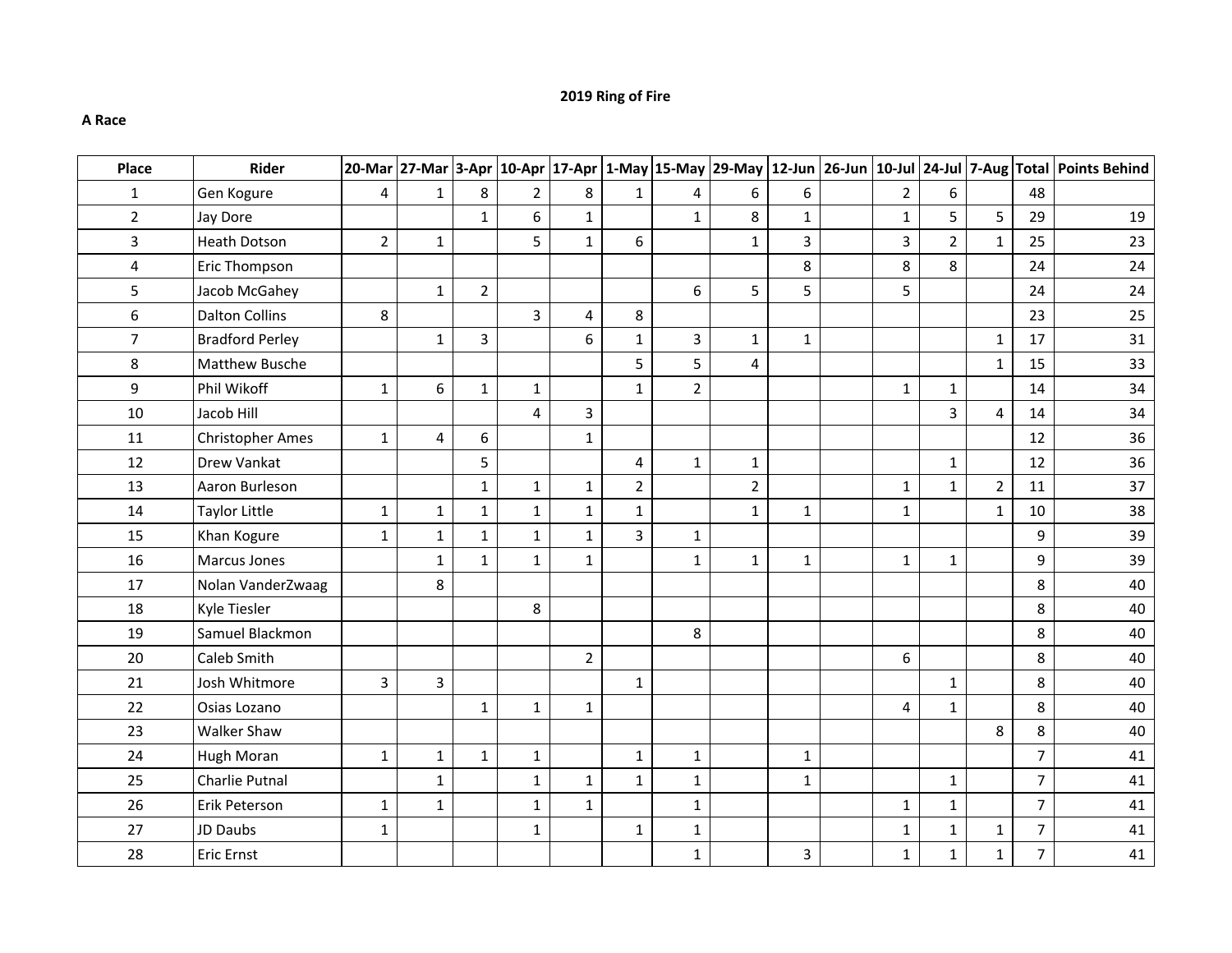**2019 Ring of Fire**

**A Race**

| Place | Rider | 20-Mar | 27-Mar | 3-Apr | 10-Apr | 17-Apr | 1-May | 15-May | 29-May | 12-Jun | 26-Jun | 10-Jul | 24-Jul | 7-Aug | Total | Points Behind |
|---|---|---|---|---|---|---|---|---|---|---|---|---|---|---|---|---|
| 1 | Gen Kogure | 4 | 1 | 8 | 2 | 8 | 1 | 4 | 6 | 6 | | 2 | 6 | | 48 | |
| 2 | Jay Dore | | | 1 | 6 | 1 | | 1 | 8 | 1 | | 1 | 5 | 5 | 29 | 19 |
| 3 | Heath Dotson | 2 | 1 | | 5 | 1 | 6 | | 1 | 3 | | 3 | 2 | 1 | 25 | 23 |
| 4 | Eric Thompson | | | | | | | | | 8 | | 8 | 8 | | 24 | 24 |
| 5 | Jacob McGahey | | 1 | 2 | | | | 6 | 5 | 5 | | 5 | | | 24 | 24 |
| 6 | Dalton Collins | 8 | | | 3 | 4 | 8 | | | | | | | | 23 | 25 |
| 7 | Bradford Perley | | 1 | 3 | | 6 | 1 | 3 | 1 | 1 | | | | 1 | 17 | 31 |
| 8 | Matthew Busche | | | | | | 5 | 5 | 4 | | | | | 1 | 15 | 33 |
| 9 | Phil Wikoff | 1 | 6 | 1 | 1 | | 1 | 2 | | | | 1 | 1 | | 14 | 34 |
| 10 | Jacob Hill | | | | 4 | 3 | | | | | | | 3 | 4 | 14 | 34 |
| 11 | Christopher Ames | 1 | 4 | 6 | | 1 | | | | | | | | | 12 | 36 |
| 12 | Drew Vankat | | | 5 | | | 4 | 1 | 1 | | | | 1 | | 12 | 36 |
| 13 | Aaron Burleson | | | 1 | 1 | 1 | 2 | | 2 | | | 1 | 1 | 2 | 11 | 37 |
| 14 | Taylor Little | 1 | 1 | 1 | 1 | 1 | 1 | | 1 | 1 | | 1 | | 1 | 10 | 38 |
| 15 | Khan Kogure | 1 | 1 | 1 | 1 | 1 | 3 | 1 | | | | | | | 9 | 39 |
| 16 | Marcus Jones | | 1 | 1 | 1 | 1 | | 1 | 1 | 1 | | 1 | 1 | | 9 | 39 |
| 17 | Nolan VanderZwaag | | 8 | | | | | | | | | | | | 8 | 40 |
| 18 | Kyle Tiesler | | | | 8 | | | | | | | | | | 8 | 40 |
| 19 | Samuel Blackmon | | | | | | | 8 | | | | | | | 8 | 40 |
| 20 | Caleb Smith | | | | | 2 | | | | | | 6 | | | 8 | 40 |
| 21 | Josh Whitmore | 3 | 3 | | | | 1 | | | | | | 1 | | 8 | 40 |
| 22 | Osias Lozano | | | 1 | 1 | 1 | | | | | | 4 | 1 | | 8 | 40 |
| 23 | Walker Shaw | | | | | | | | | | | | | 8 | 8 | 40 |
| 24 | Hugh Moran | 1 | 1 | 1 | 1 | | 1 | 1 | | 1 | | | | | 7 | 41 |
| 25 | Charlie Putnal | | 1 | | 1 | 1 | 1 | 1 | | 1 | | | 1 | | 7 | 41 |
| 26 | Erik Peterson | 1 | 1 | | 1 | 1 | | 1 | | | | 1 | 1 | | 7 | 41 |
| 27 | JD Daubs | 1 | | | 1 | | 1 | 1 | | | | 1 | 1 | 1 | 7 | 41 |
| 28 | Eric Ernst | | | | | | | 1 | | 3 | | 1 | 1 | 1 | 7 | 41 |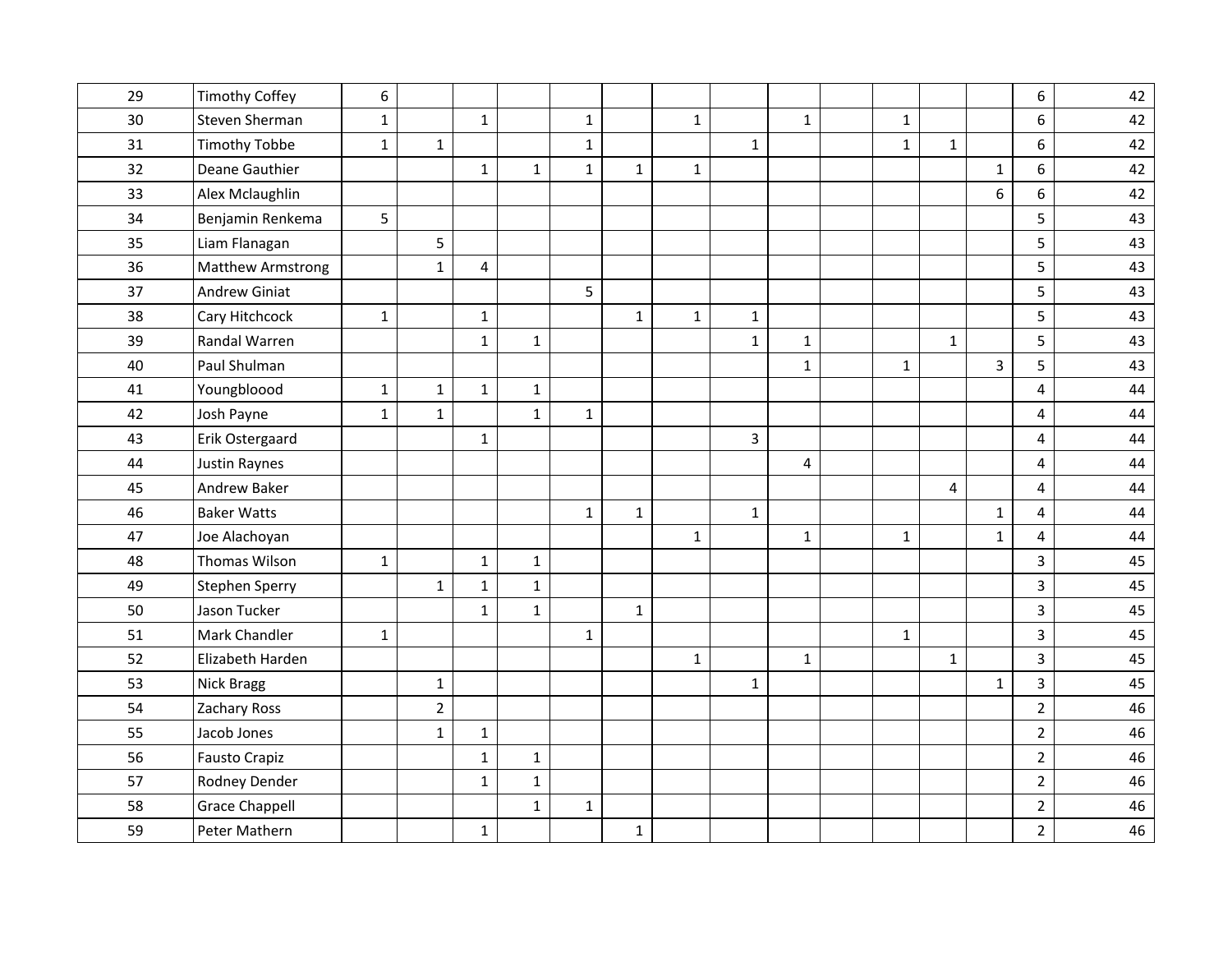| | | | | | | | | | | | | | | | | |
|---|---|---|---|---|---|---|---|---|---|---|---|---|---|---|---|---|
| 29 | Timothy Coffey | 6 | | | | | | | | | | | | | 6 | 42 |
| 30 | Steven Sherman | 1 | | 1 | | 1 | | 1 | | 1 | | 1 | | | 6 | 42 |
| 31 | Timothy Tobbe | 1 | 1 | | | 1 | | | 1 | | | 1 | 1 | | 6 | 42 |
| 32 | Deane Gauthier | | | 1 | 1 | 1 | 1 | 1 | | | | | | 1 | 6 | 42 |
| 33 | Alex Mclaughlin | | | | | | | | | | | | | 6 | 6 | 42 |
| 34 | Benjamin Renkema | 5 | | | | | | | | | | | | | 5 | 43 |
| 35 | Liam Flanagan | | 5 | | | | | | | | | | | | 5 | 43 |
| 36 | Matthew Armstrong | | 1 | 4 | | | | | | | | | | | 5 | 43 |
| 37 | Andrew Giniat | | | | | 5 | | | | | | | | | 5 | 43 |
| 38 | Cary Hitchcock | 1 | | 1 | | | 1 | 1 | 1 | | | | | | 5 | 43 |
| 39 | Randal Warren | | | 1 | 1 | | | | 1 | 1 | | | 1 | | 5 | 43 |
| 40 | Paul Shulman | | | | | | | | | 1 | | 1 | | 3 | 5 | 43 |
| 41 | Youngbloood | 1 | 1 | 1 | 1 | | | | | | | | | | 4 | 44 |
| 42 | Josh Payne | 1 | 1 | | 1 | 1 | | | | | | | | | 4 | 44 |
| 43 | Erik Ostergaard | | | 1 | | | | | 3 | | | | | | 4 | 44 |
| 44 | Justin Raynes | | | | | | | | | 4 | | | | | 4 | 44 |
| 45 | Andrew Baker | | | | | | | | | | | | 4 | | 4 | 44 |
| 46 | Baker Watts | | | | | 1 | 1 | | 1 | | | | | 1 | 4 | 44 |
| 47 | Joe Alachoyan | | | | | | | 1 | | 1 | | 1 | | 1 | 4 | 44 |
| 48 | Thomas Wilson | 1 | | 1 | 1 | | | | | | | | | | 3 | 45 |
| 49 | Stephen Sperry | | 1 | 1 | 1 | | | | | | | | | | 3 | 45 |
| 50 | Jason Tucker | | | 1 | 1 | | 1 | | | | | | | | 3 | 45 |
| 51 | Mark Chandler | 1 | | | | 1 | | | | | | 1 | | | 3 | 45 |
| 52 | Elizabeth Harden | | | | | | | 1 | | 1 | | | 1 | | 3 | 45 |
| 53 | Nick Bragg | | 1 | | | | | | 1 | | | | | 1 | 3 | 45 |
| 54 | Zachary Ross | | 2 | | | | | | | | | | | | 2 | 46 |
| 55 | Jacob Jones | | 1 | 1 | | | | | | | | | | | 2 | 46 |
| 56 | Fausto Crapiz | | | 1 | 1 | | | | | | | | | | 2 | 46 |
| 57 | Rodney Dender | | | 1 | 1 | | | | | | | | | | 2 | 46 |
| 58 | Grace Chappell | | | | 1 | 1 | | | | | | | | | 2 | 46 |
| 59 | Peter Mathern | | | 1 | | | 1 | | | | | | | | 2 | 46 |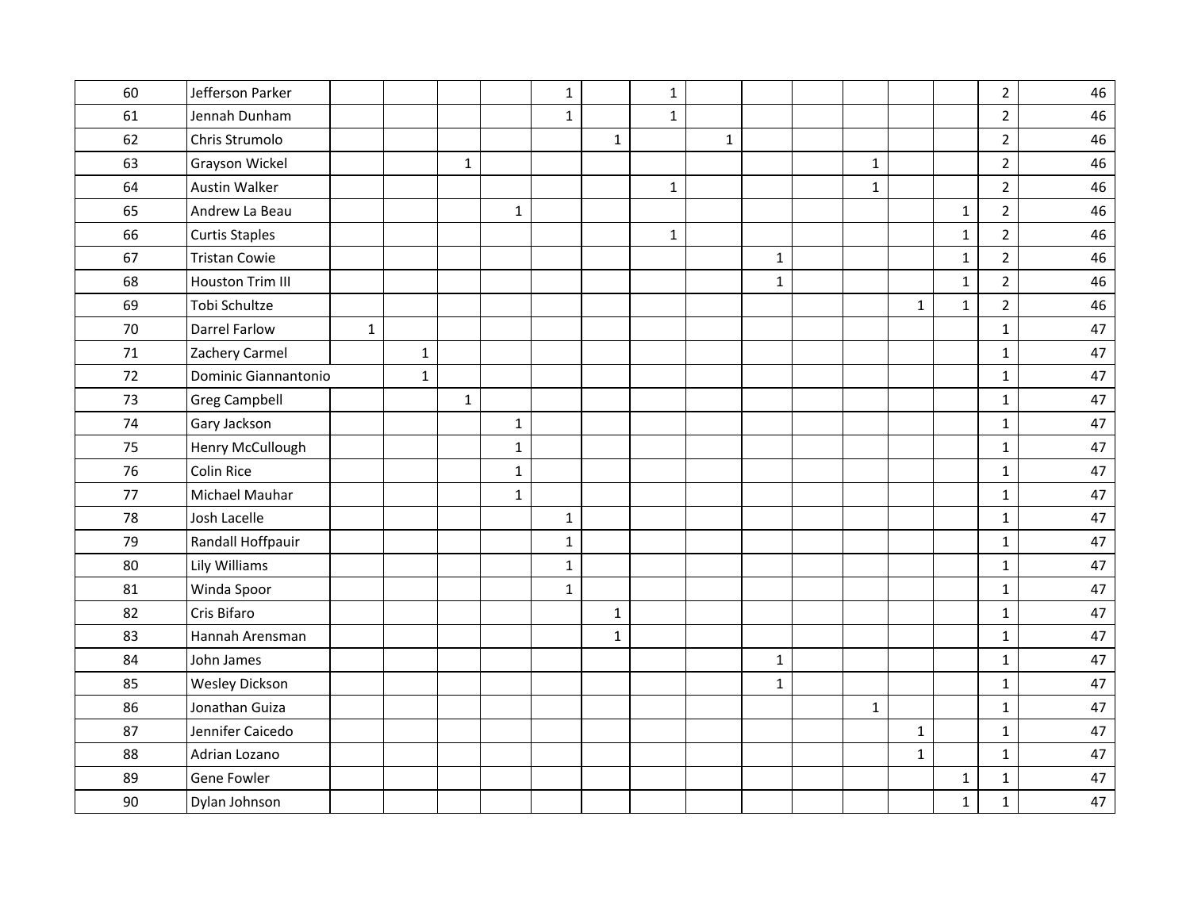| | | | | | | | | | | | | | | | | |
|---|---|---|---|---|---|---|---|---|---|---|---|---|---|---|---|---|
| 60 | Jefferson Parker | | | | | 1 | | 1 | | | | | | | 2 | 46 |
| 61 | Jennah Dunham | | | | | 1 | | 1 | | | | | | | 2 | 46 |
| 62 | Chris Strumolo | | | | | | 1 | | 1 | | | | | | 2 | 46 |
| 63 | Grayson Wickel | | | 1 | | | | | | | | 1 | | | 2 | 46 |
| 64 | Austin Walker | | | | | | | 1 | | | | 1 | | | 2 | 46 |
| 65 | Andrew La Beau | | | | 1 | | | | | | | | | 1 | 2 | 46 |
| 66 | Curtis Staples | | | | | | | 1 | | | | | | 1 | 2 | 46 |
| 67 | Tristan Cowie | | | | | | | | | 1 | | | | 1 | 2 | 46 |
| 68 | Houston Trim III | | | | | | | | | 1 | | | | 1 | 2 | 46 |
| 69 | Tobi Schultze | | | | | | | | | | | | 1 | 1 | 2 | 46 |
| 70 | Darrel Farlow | 1 | | | | | | | | | | | | | 1 | 47 |
| 71 | Zachery Carmel | | 1 | | | | | | | | | | | | 1 | 47 |
| 72 | Dominic Giannantonio | | 1 | | | | | | | | | | | | 1 | 47 |
| 73 | Greg Campbell | | | 1 | | | | | | | | | | | 1 | 47 |
| 74 | Gary Jackson | | | | 1 | | | | | | | | | | 1 | 47 |
| 75 | Henry McCullough | | | | 1 | | | | | | | | | | 1 | 47 |
| 76 | Colin Rice | | | | 1 | | | | | | | | | | 1 | 47 |
| 77 | Michael Mauhar | | | | 1 | | | | | | | | | | 1 | 47 |
| 78 | Josh Lacelle | | | | | 1 | | | | | | | | | 1 | 47 |
| 79 | Randall Hoffpauir | | | | | 1 | | | | | | | | | 1 | 47 |
| 80 | Lily Williams | | | | | 1 | | | | | | | | | 1 | 47 |
| 81 | Winda Spoor | | | | | 1 | | | | | | | | | 1 | 47 |
| 82 | Cris Bifaro | | | | | | 1 | | | | | | | | 1 | 47 |
| 83 | Hannah Arensman | | | | | | 1 | | | | | | | | 1 | 47 |
| 84 | John James | | | | | | | | | 1 | | | | | 1 | 47 |
| 85 | Wesley Dickson | | | | | | | | | 1 | | | | | 1 | 47 |
| 86 | Jonathan Guiza | | | | | | | | | | | 1 | | | 1 | 47 |
| 87 | Jennifer Caicedo | | | | | | | | | | | | 1 | | 1 | 47 |
| 88 | Adrian Lozano | | | | | | | | | | | | 1 | | 1 | 47 |
| 89 | Gene Fowler | | | | | | | | | | | | | 1 | 1 | 47 |
| 90 | Dylan Johnson | | | | | | | | | | | | | 1 | 1 | 47 |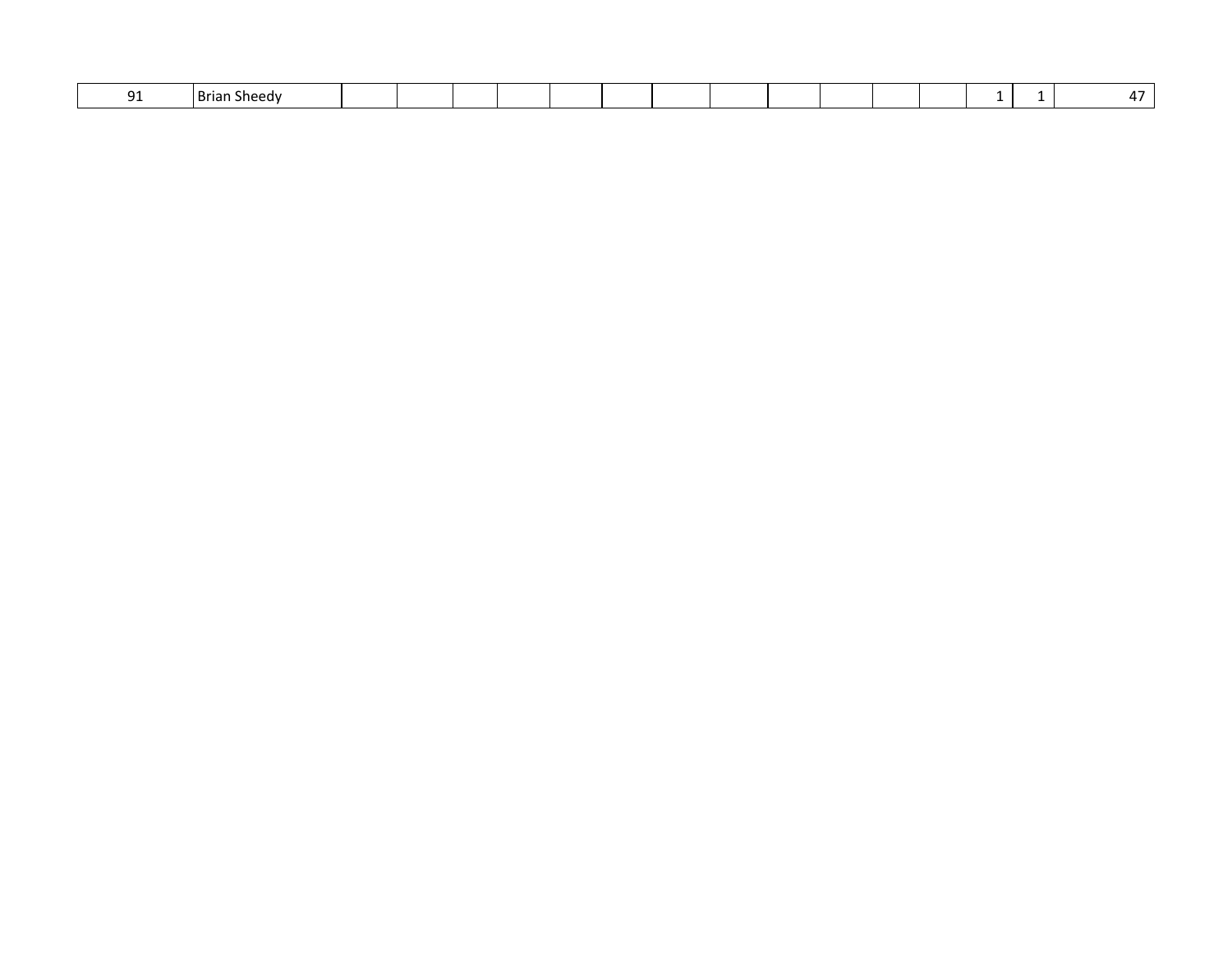| | | | | | | | | | | | | | | | | |
|---|---|---|---|---|---|---|---|---|---|---|---|---|---|---|---|---|
| 91 | Brian Sheedy | | | | | | | | | | | | | 1 | 1 | 47 |